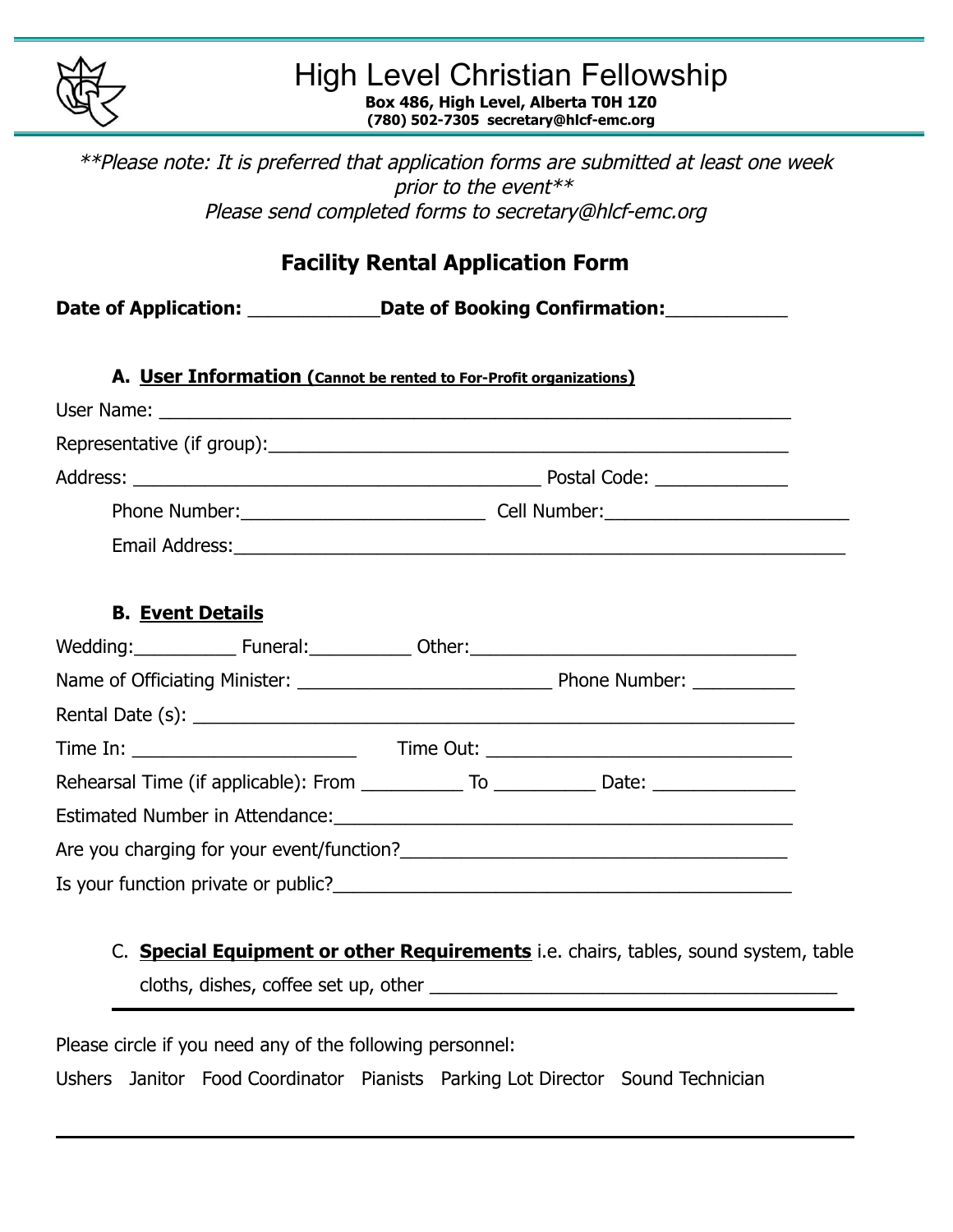# High Level Christian Fellowship

**Box 486, High Level, Alberta T0H 1Z0**
**(780) 502-7305 secretary@hlcf-emc.org**

*\*\*Please note: It is preferred that application forms are submitted at least one week prior to the event\*\**
*Please send completed forms to secretary@hlcf-emc.org*

## Facility Rental Application Form

**Date of Application:** ____________ **Date of Booking Confirmation:** ___________

### A. User Information (Cannot be rented to For-Profit organizations)

User Name: ______________________________________________________________

Representative (if group): ____________________________________________________

Address: ________________________________________ Postal Code: _____________

Phone Number: ________________________ Cell Number: ________________________

Email Address: ____________________________________________________________

### B. Event Details

Wedding: __________ Funeral: __________ Other: ________________________________

Name of Officiating Minister: _________________________ Phone Number: __________

Rental Date (s): ____________________________________________________________

Time In: ______________________ Time Out: ______________________________

Rehearsal Time (if applicable): From __________ To __________ Date: ______________

Estimated Number in Attendance: _____________________________________________

Are you charging for your event/function? _______________________________________

Is your function private or public? _____________________________________________

C. **Special Equipment or other Requirements** i.e. chairs, tables, sound system, table cloths, dishes, coffee set up, other ________________________________________

---

Please circle if you need any of the following personnel:

Ushers   Janitor   Food Coordinator   Pianists   Parking Lot Director   Sound Technician

---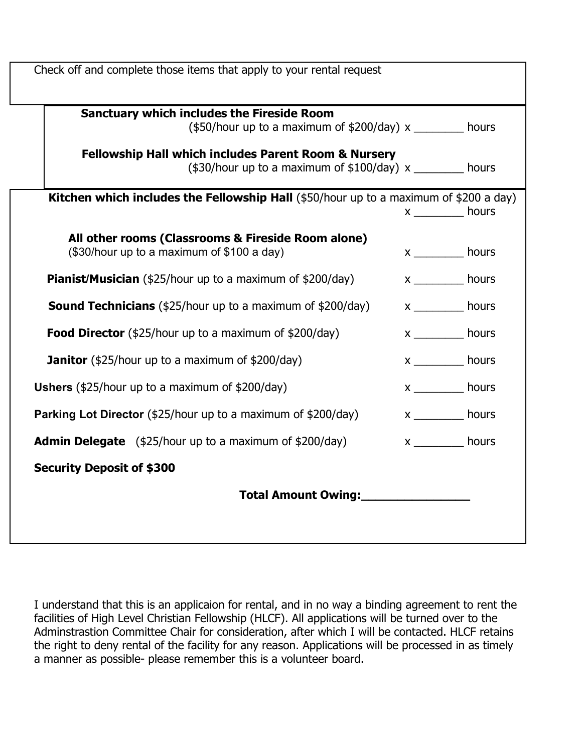Check off and complete those items that apply to your rental request

**Sanctuary which includes the Fireside Room**
($50/hour up to a maximum of $200/day) x ________ hours

**Fellowship Hall which includes Parent Room & Nursery**
($30/hour up to a maximum of $100/day) x ________ hours

**Kitchen which includes the Fellowship Hall** ($50/hour up to a maximum of $200 a day)
x ________ hours

**All other rooms (Classrooms & Fireside Room alone)**
($30/hour up to a maximum of $100 a day) x ________ hours

**Pianist/Musician** ($25/hour up to a maximum of $200/day) x ________ hours

**Sound Technicians** ($25/hour up to a maximum of $200/day) x ________ hours

**Food Director** ($25/hour up to a maximum of $200/day) x ________ hours

**Janitor** ($25/hour up to a maximum of $200/day) x ________ hours

**Ushers** ($25/hour up to a maximum of $200/day) x ________ hours

**Parking Lot Director** ($25/hour up to a maximum of $200/day) x ________ hours

**Admin Delegate** ($25/hour up to a maximum of $200/day) x ________ hours

**Security Deposit of $300**

**Total Amount Owing:________________**

I understand that this is an applicaion for rental, and in no way a binding agreement to rent the facilities of High Level Christian Fellowship (HLCF). All applications will be turned over to the Adminstrastion Committee Chair for consideration, after which I will be contacted. HLCF retains the right to deny rental of the facility for any reason. Applications will be processed in as timely a manner as possible- please remember this is a volunteer board.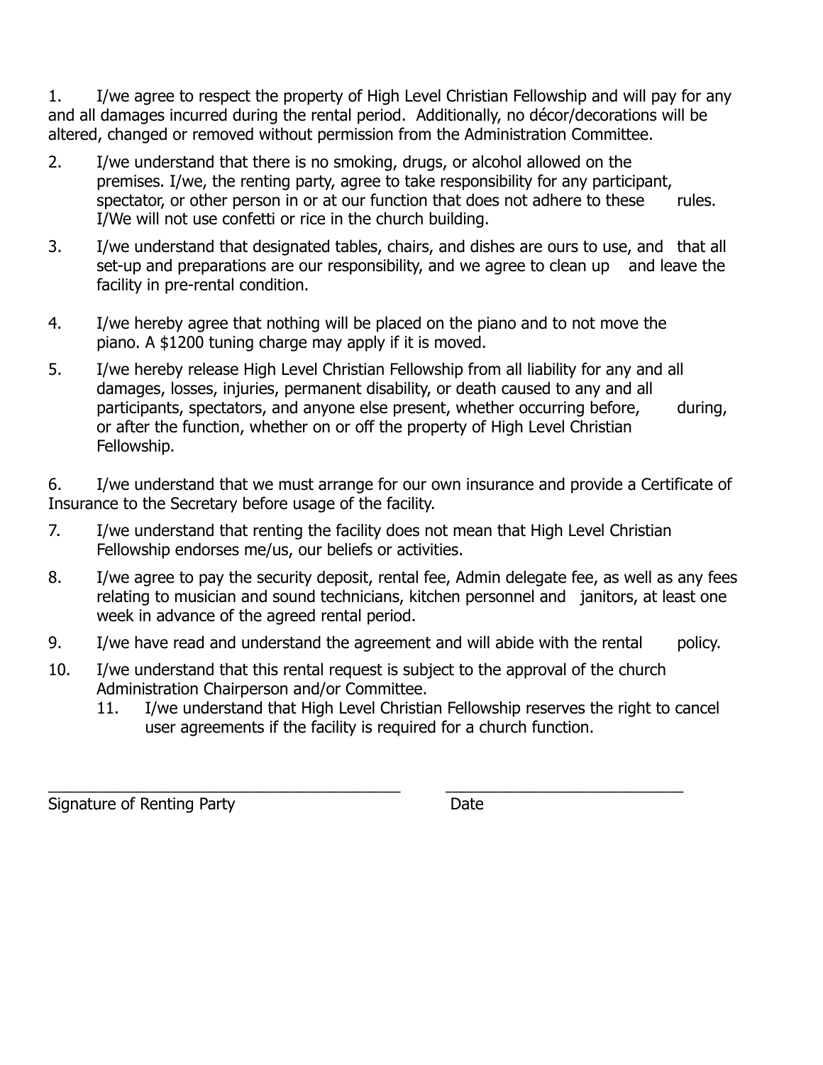1. I/we agree to respect the property of High Level Christian Fellowship and will pay for any and all damages incurred during the rental period. Additionally, no décor/decorations will be altered, changed or removed without permission from the Administration Committee.

2. I/we understand that there is no smoking, drugs, or alcohol allowed on the premises. I/we, the renting party, agree to take responsibility for any participant, spectator, or other person in or at our function that does not adhere to these rules. I/We will not use confetti or rice in the church building.

3. I/we understand that designated tables, chairs, and dishes are ours to use, and that all set-up and preparations are our responsibility, and we agree to clean up and leave the facility in pre-rental condition.

4. I/we hereby agree that nothing will be placed on the piano and to not move the piano. A $1200 tuning charge may apply if it is moved.

5. I/we hereby release High Level Christian Fellowship from all liability for any and all damages, losses, injuries, permanent disability, or death caused to any and all participants, spectators, and anyone else present, whether occurring before, during, or after the function, whether on or off the property of High Level Christian Fellowship.

6. I/we understand that we must arrange for our own insurance and provide a Certificate of Insurance to the Secretary before usage of the facility.

7. I/we understand that renting the facility does not mean that High Level Christian Fellowship endorses me/us, our beliefs or activities.

8. I/we agree to pay the security deposit, rental fee, Admin delegate fee, as well as any fees relating to musician and sound technicians, kitchen personnel and janitors, at least one week in advance of the agreed rental period.

9. I/we have read and understand the agreement and will abide with the rental policy.

10. I/we understand that this rental request is subject to the approval of the church Administration Chairperson and/or Committee.

11. I/we understand that High Level Christian Fellowship reserves the right to cancel user agreements if the facility is required for a church function.

\_\_\_\_\_\_\_\_\_\_\_\_\_\_\_\_\_\_\_\_\_\_\_\_\_\_\_\_\_\_\_\_\_\_\_\_\_\_\_\_ \_\_\_\_\_\_\_\_\_\_\_\_\_\_\_\_\_\_\_\_\_\_\_\_\_\_\_\_

Signature of Renting Party Date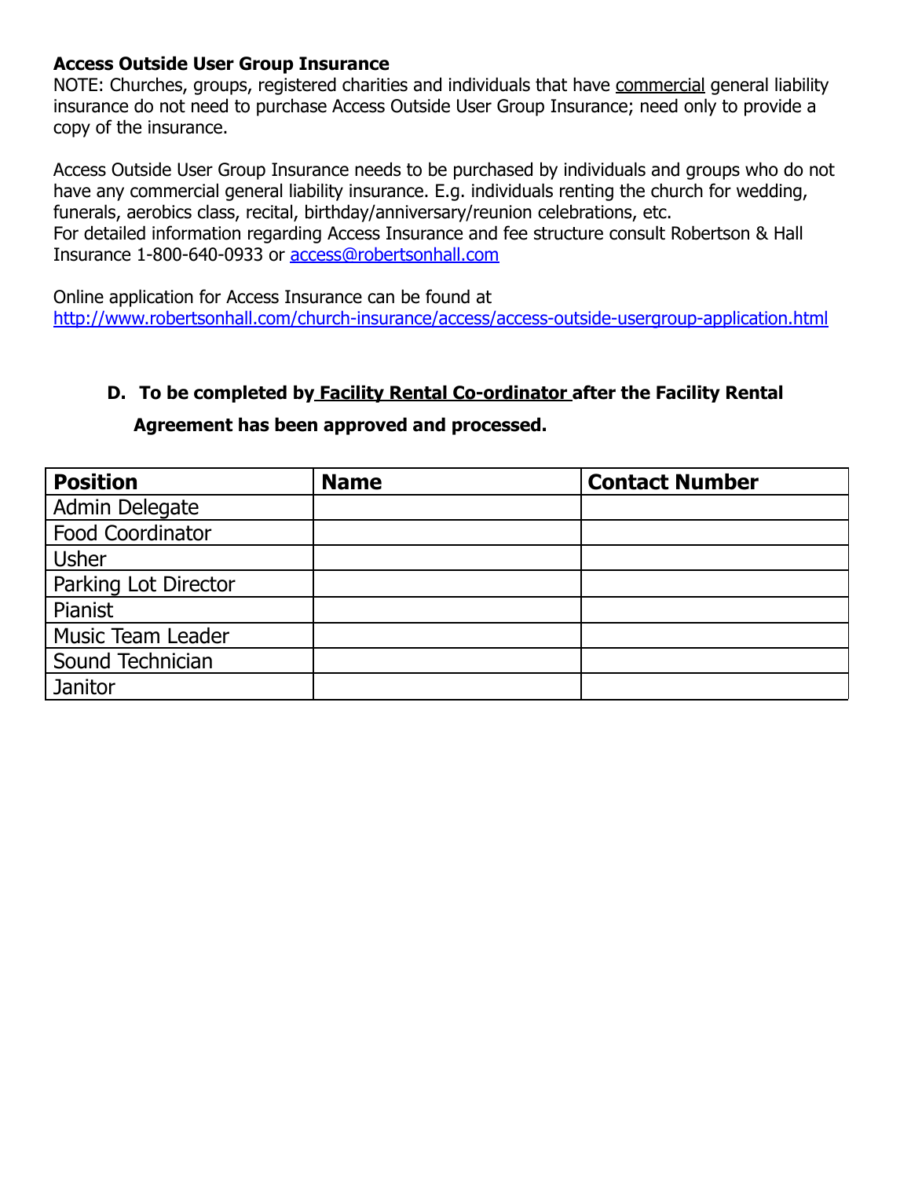**Access Outside User Group Insurance**

NOTE: Churches, groups, registered charities and individuals that have <u>commercial</u> general liability insurance do not need to purchase Access Outside User Group Insurance; need only to provide a copy of the insurance.

Access Outside User Group Insurance needs to be purchased by individuals and groups who do not have any commercial general liability insurance. E.g. individuals renting the church for wedding, funerals, aerobics class, recital, birthday/anniversary/reunion celebrations, etc.
For detailed information regarding Access Insurance and fee structure consult Robertson & Hall Insurance 1-800-640-0933 or access@robertsonhall.com

Online application for Access Insurance can be found at
http://www.robertsonhall.com/church-insurance/access/access-outside-usergroup-application.html

**D. To be completed by <u>Facility Rental Co-ordinator</u> after the Facility Rental Agreement has been approved and processed.**

| Position | Name | Contact Number |
|---|---|---|
| Admin Delegate | | |
| Food Coordinator | | |
| Usher | | |
| Parking Lot Director | | |
| Pianist | | |
| Music Team Leader | | |
| Sound Technician | | |
| Janitor | | |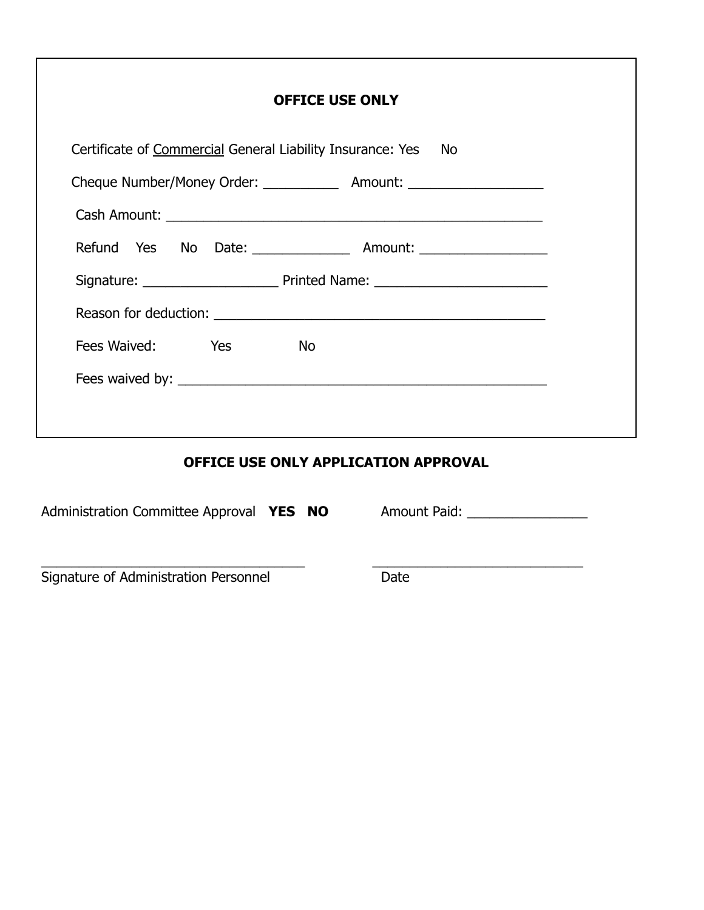**OFFICE USE ONLY**

Certificate of Commercial General Liability Insurance: Yes  No

Cheque Number/Money Order: __________ Amount: __________________

Cash Amount: __________________________________________________

Refund  Yes  No  Date: _____________ Amount: _________________

Signature: __________________ Printed Name: _______________________

Reason for deduction: ____________________________________________

Fees Waived:  Yes  No

Fees waived by: _________________________________________________

**OFFICE USE ONLY APPLICATION APPROVAL**

Administration Committee Approval **YES NO**  Amount Paid: ________________

___________________________________  ____________________________

Signature of Administration Personnel  Date